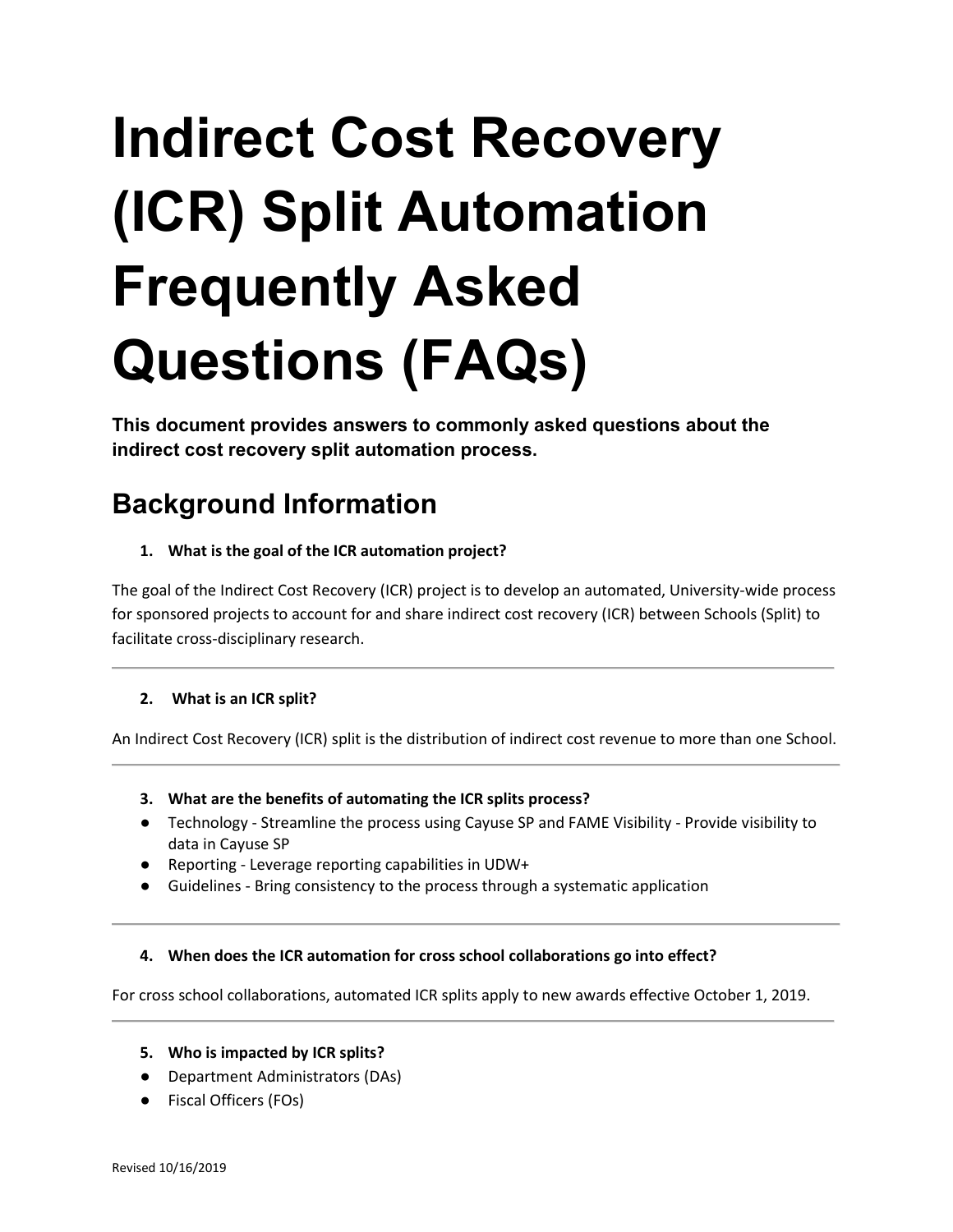# Indirect Cost Recovery (ICR) Split Automation Frequently Asked Questions (FAQs)

**This document provides answers to commonly asked questions about the indirect cost recovery split automation process.**

## Background Information

**1. What is the goal of the ICR automation project?**

The goal of the Indirect Cost Recovery (ICR) project is to develop an automated, University-wide process for sponsored projects to account for and share indirect cost recovery (ICR) between Schools (Split) to facilitate cross-disciplinary research.

---

**2. What is an ICR split?**

An Indirect Cost Recovery (ICR) split is the distribution of indirect cost revenue to more than one School.

---

**3. What are the benefits of automating the ICR splits process?**

- Technology - Streamline the process using Cayuse SP and FAME Visibility - Provide visibility to data in Cayuse SP
- Reporting - Leverage reporting capabilities in UDW+
- Guidelines - Bring consistency to the process through a systematic application

---

**4. When does the ICR automation for cross school collaborations go into effect?**

For cross school collaborations, automated ICR splits apply to new awards effective October 1, 2019.

---

**5. Who is impacted by ICR splits?**

- Department Administrators (DAs)
- Fiscal Officers (FOs)

Revised 10/16/2019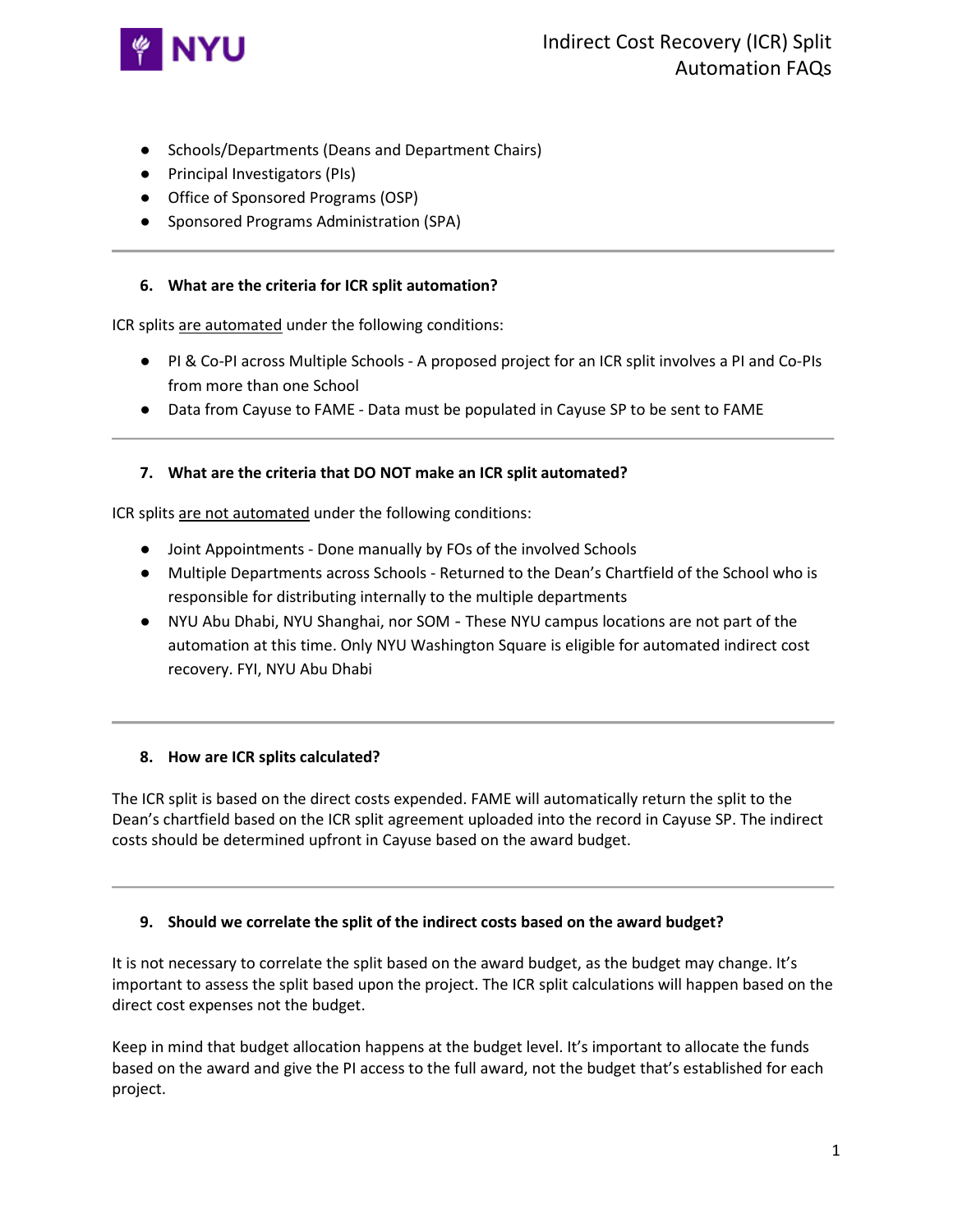- Schools/Departments (Deans and Department Chairs)
- Principal Investigators (PIs)
- Office of Sponsored Programs (OSP)
- Sponsored Programs Administration (SPA)

---

### 6. What are the criteria for ICR split automation?

ICR splits <u>are automated</u> under the following conditions:

- PI & Co-PI across Multiple Schools - A proposed project for an ICR split involves a PI and Co-PIs from more than one School
- Data from Cayuse to FAME - Data must be populated in Cayuse SP to be sent to FAME

---

### 7. What are the criteria that DO NOT make an ICR split automated?

ICR splits <u>are not automated</u> under the following conditions:

- Joint Appointments - Done manually by FOs of the involved Schools
- Multiple Departments across Schools - Returned to the Dean's Chartfield of the School who is responsible for distributing internally to the multiple departments
- NYU Abu Dhabi, NYU Shanghai, nor SOM - These NYU campus locations are not part of the automation at this time. Only NYU Washington Square is eligible for automated indirect cost recovery. FYI, NYU Abu Dhabi

---

### 8. How are ICR splits calculated?

The ICR split is based on the direct costs expended. FAME will automatically return the split to the Dean's chartfield based on the ICR split agreement uploaded into the record in Cayuse SP. The indirect costs should be determined upfront in Cayuse based on the award budget.

---

### 9. Should we correlate the split of the indirect costs based on the award budget?

It is not necessary to correlate the split based on the award budget, as the budget may change. It's important to assess the split based upon the project. The ICR split calculations will happen based on the direct cost expenses not the budget.

Keep in mind that budget allocation happens at the budget level. It's important to allocate the funds based on the award and give the PI access to the full award, not the budget that's established for each project.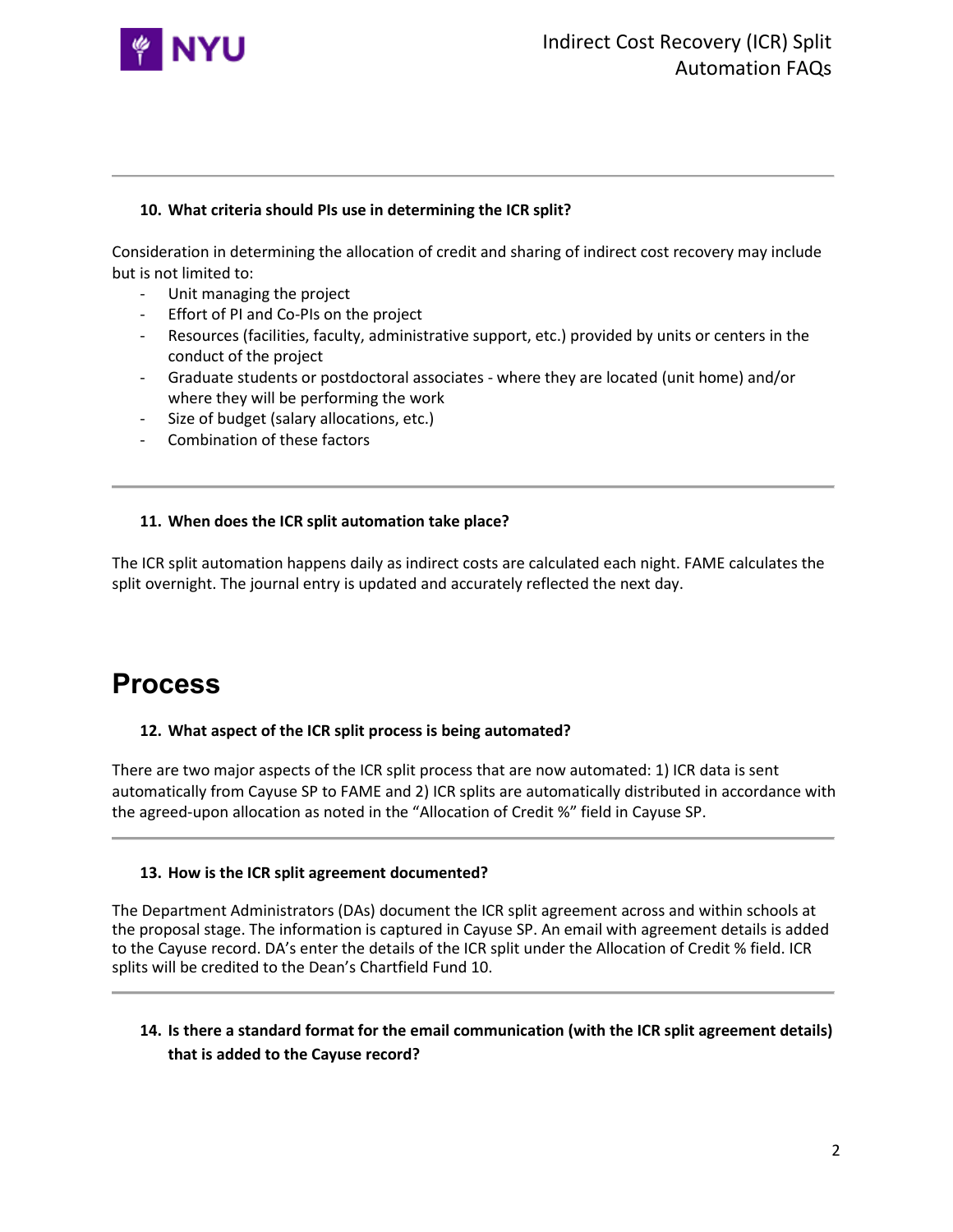**10. What criteria should PIs use in determining the ICR split?**

Consideration in determining the allocation of credit and sharing of indirect cost recovery may include but is not limited to:

- Unit managing the project
- Effort of PI and Co-PIs on the project
- Resources (facilities, faculty, administrative support, etc.) provided by units or centers in the conduct of the project
- Graduate students or postdoctoral associates - where they are located (unit home) and/or where they will be performing the work
- Size of budget (salary allocations, etc.)
- Combination of these factors

---

**11. When does the ICR split automation take place?**

The ICR split automation happens daily as indirect costs are calculated each night. FAME calculates the split overnight. The journal entry is updated and accurately reflected the next day.

# Process

**12. What aspect of the ICR split process is being automated?**

There are two major aspects of the ICR split process that are now automated: 1) ICR data is sent automatically from Cayuse SP to FAME and 2) ICR splits are automatically distributed in accordance with the agreed-upon allocation as noted in the "Allocation of Credit %" field in Cayuse SP.

---

**13. How is the ICR split agreement documented?**

The Department Administrators (DAs) document the ICR split agreement across and within schools at the proposal stage. The information is captured in Cayuse SP. An email with agreement details is added to the Cayuse record. DA's enter the details of the ICR split under the Allocation of Credit % field. ICR splits will be credited to the Dean's Chartfield Fund 10.

---

**14. Is there a standard format for the email communication (with the ICR split agreement details) that is added to the Cayuse record?**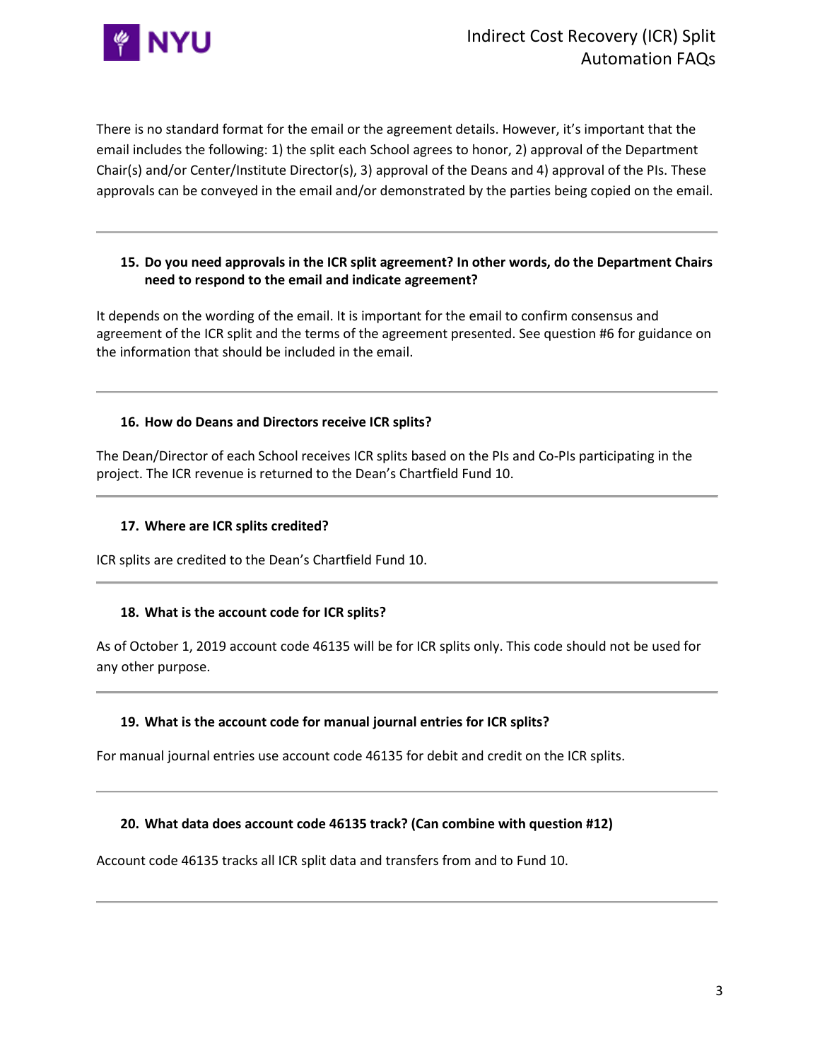There is no standard format for the email or the agreement details. However, it's important that the email includes the following: 1) the split each School agrees to honor, 2) approval of the Department Chair(s) and/or Center/Institute Director(s), 3) approval of the Deans and 4) approval of the PIs. These approvals can be conveyed in the email and/or demonstrated by the parties being copied on the email.

---

**15. Do you need approvals in the ICR split agreement? In other words, do the Department Chairs need to respond to the email and indicate agreement?**

It depends on the wording of the email. It is important for the email to confirm consensus and agreement of the ICR split and the terms of the agreement presented. See question #6 for guidance on the information that should be included in the email.

---

**16. How do Deans and Directors receive ICR splits?**

The Dean/Director of each School receives ICR splits based on the PIs and Co-PIs participating in the project. The ICR revenue is returned to the Dean's Chartfield Fund 10.

---

**17. Where are ICR splits credited?**

ICR splits are credited to the Dean's Chartfield Fund 10.

---

**18. What is the account code for ICR splits?**

As of October 1, 2019 account code 46135 will be for ICR splits only. This code should not be used for any other purpose.

---

**19. What is the account code for manual journal entries for ICR splits?**

For manual journal entries use account code 46135 for debit and credit on the ICR splits.

---

**20. What data does account code 46135 track? (Can combine with question #12)**

Account code 46135 tracks all ICR split data and transfers from and to Fund 10.

---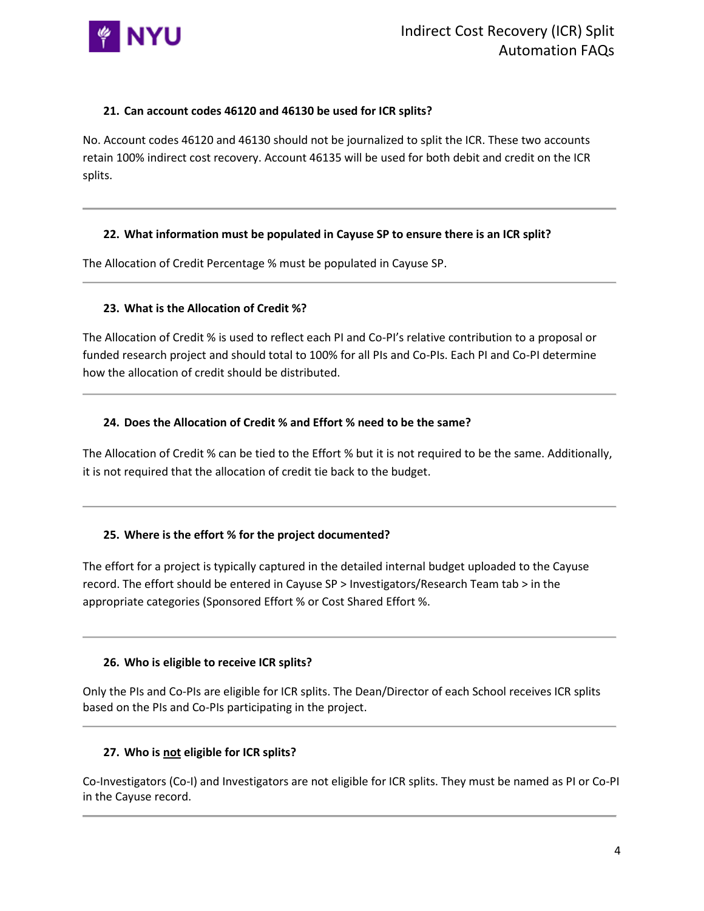### 21. Can account codes 46120 and 46130 be used for ICR splits?

No. Account codes 46120 and 46130 should not be journalized to split the ICR. These two accounts retain 100% indirect cost recovery. Account 46135 will be used for both debit and credit on the ICR splits.

---

### 22. What information must be populated in Cayuse SP to ensure there is an ICR split?

The Allocation of Credit Percentage % must be populated in Cayuse SP.

---

### 23. What is the Allocation of Credit %?

The Allocation of Credit % is used to reflect each PI and Co-PI's relative contribution to a proposal or funded research project and should total to 100% for all PIs and Co-PIs. Each PI and Co-PI determine how the allocation of credit should be distributed.

---

### 24. Does the Allocation of Credit % and Effort % need to be the same?

The Allocation of Credit % can be tied to the Effort % but it is not required to be the same. Additionally, it is not required that the allocation of credit tie back to the budget.

---

### 25. Where is the effort % for the project documented?

The effort for a project is typically captured in the detailed internal budget uploaded to the Cayuse record. The effort should be entered in Cayuse SP > Investigators/Research Team tab > in the appropriate categories (Sponsored Effort % or Cost Shared Effort %.

---

### 26. Who is eligible to receive ICR splits?

Only the PIs and Co-PIs are eligible for ICR splits. The Dean/Director of each School receives ICR splits based on the PIs and Co-PIs participating in the project.

---

### 27. Who is <u>not</u> eligible for ICR splits?

Co-Investigators (Co-I) and Investigators are not eligible for ICR splits. They must be named as PI or Co-PI in the Cayuse record.

---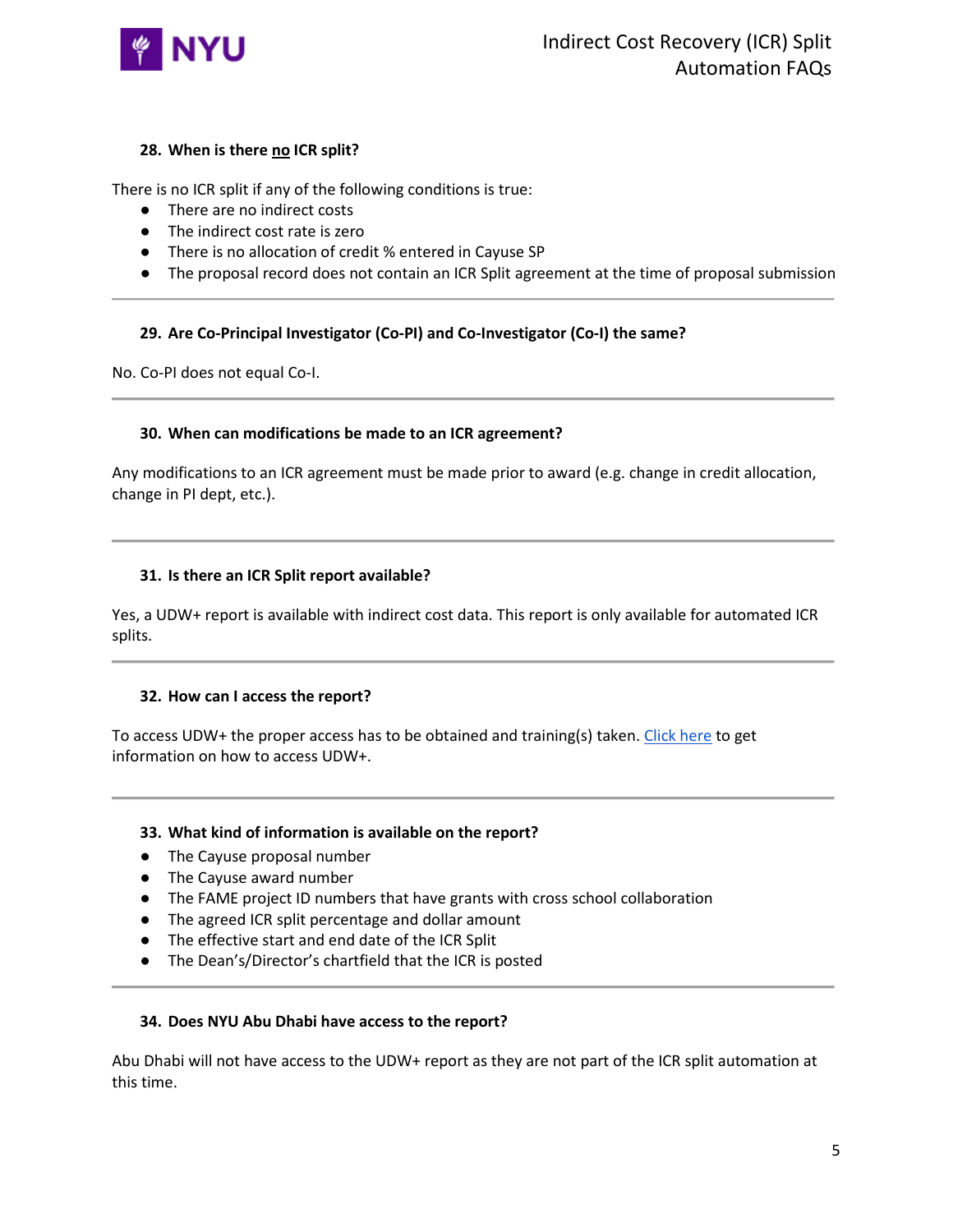#### 28. When is there <u>no</u> ICR split?

There is no ICR split if any of the following conditions is true:

- There are no indirect costs
- The indirect cost rate is zero
- There is no allocation of credit % entered in Cayuse SP
- The proposal record does not contain an ICR Split agreement at the time of proposal submission

---

#### 29. Are Co-Principal Investigator (Co-PI) and Co-Investigator (Co-I) the same?

No. Co-PI does not equal Co-I.

---

#### 30. When can modifications be made to an ICR agreement?

Any modifications to an ICR agreement must be made prior to award (e.g. change in credit allocation, change in PI dept, etc.).

---

#### 31. Is there an ICR Split report available?

Yes, a UDW+ report is available with indirect cost data. This report is only available for automated ICR splits.

---

#### 32. How can I access the report?

To access UDW+ the proper access has to be obtained and training(s) taken. [Click here] to get information on how to access UDW+.

---

#### 33. What kind of information is available on the report?

- The Cayuse proposal number
- The Cayuse award number
- The FAME project ID numbers that have grants with cross school collaboration
- The agreed ICR split percentage and dollar amount
- The effective start and end date of the ICR Split
- The Dean's/Director's chartfield that the ICR is posted

---

#### 34. Does NYU Abu Dhabi have access to the report?

Abu Dhabi will not have access to the UDW+ report as they are not part of the ICR split automation at this time.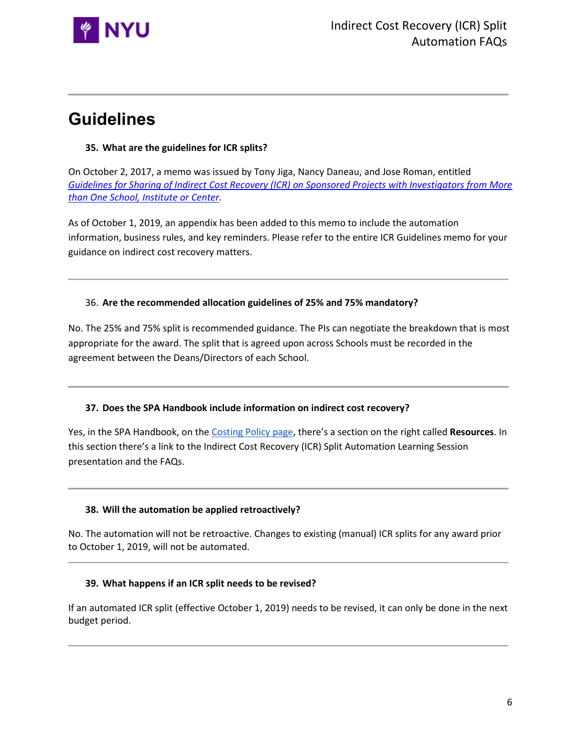# Guidelines

**35. What are the guidelines for ICR splits?**

On October 2, 2017, a memo was issued by Tony Jiga, Nancy Daneau, and Jose Roman, entitled *Guidelines for Sharing of Indirect Cost Recovery (ICR) on Sponsored Projects with Investigators from More than One School, Institute or Center.*

As of October 1, 2019, an appendix has been added to this memo to include the automation information, business rules, and key reminders. Please refer to the entire ICR Guidelines memo for your guidance on indirect cost recovery matters.

---

36. **Are the recommended allocation guidelines of 25% and 75% mandatory?**

No. The 25% and 75% split is recommended guidance. The PIs can negotiate the breakdown that is most appropriate for the award. The split that is agreed upon across Schools must be recorded in the agreement between the Deans/Directors of each School.

---

**37. Does the SPA Handbook include information on indirect cost recovery?**

Yes, in the SPA Handbook, on the Costing Policy page, there's a section on the right called **Resources**. In this section there's a link to the Indirect Cost Recovery (ICR) Split Automation Learning Session presentation and the FAQs.

---

**38. Will the automation be applied retroactively?**

No. The automation will not be retroactive. Changes to existing (manual) ICR splits for any award prior to October 1, 2019, will not be automated.

---

**39. What happens if an ICR split needs to be revised?**

If an automated ICR split (effective October 1, 2019) needs to be revised, it can only be done in the next budget period.

---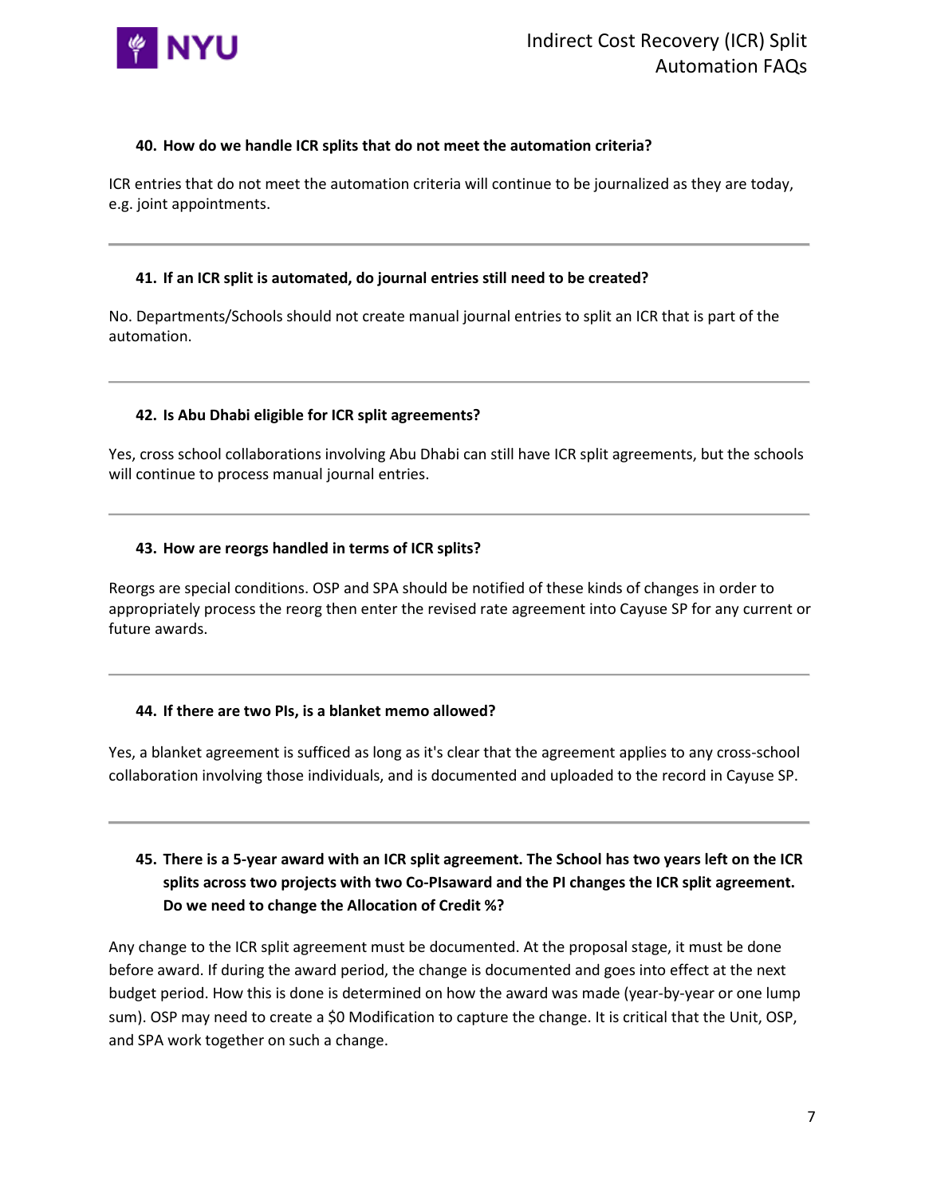**40. How do we handle ICR splits that do not meet the automation criteria?**

ICR entries that do not meet the automation criteria will continue to be journalized as they are today, e.g. joint appointments.

---

**41. If an ICR split is automated, do journal entries still need to be created?**

No. Departments/Schools should not create manual journal entries to split an ICR that is part of the automation.

---

**42. Is Abu Dhabi eligible for ICR split agreements?**

Yes, cross school collaborations involving Abu Dhabi can still have ICR split agreements, but the schools will continue to process manual journal entries.

---

**43. How are reorgs handled in terms of ICR splits?**

Reorgs are special conditions. OSP and SPA should be notified of these kinds of changes in order to appropriately process the reorg then enter the revised rate agreement into Cayuse SP for any current or future awards.

---

**44. If there are two PIs, is a blanket memo allowed?**

Yes, a blanket agreement is sufficed as long as it's clear that the agreement applies to any cross-school collaboration involving those individuals, and is documented and uploaded to the record in Cayuse SP.

---

**45. There is a 5-year award with an ICR split agreement. The School has two years left on the ICR splits across two projects with two Co-PIsaward and the PI changes the ICR split agreement. Do we need to change the Allocation of Credit %?**

Any change to the ICR split agreement must be documented. At the proposal stage, it must be done before award. If during the award period, the change is documented and goes into effect at the next budget period. How this is done is determined on how the award was made (year-by-year or one lump sum). OSP may need to create a $0 Modification to capture the change. It is critical that the Unit, OSP, and SPA work together on such a change.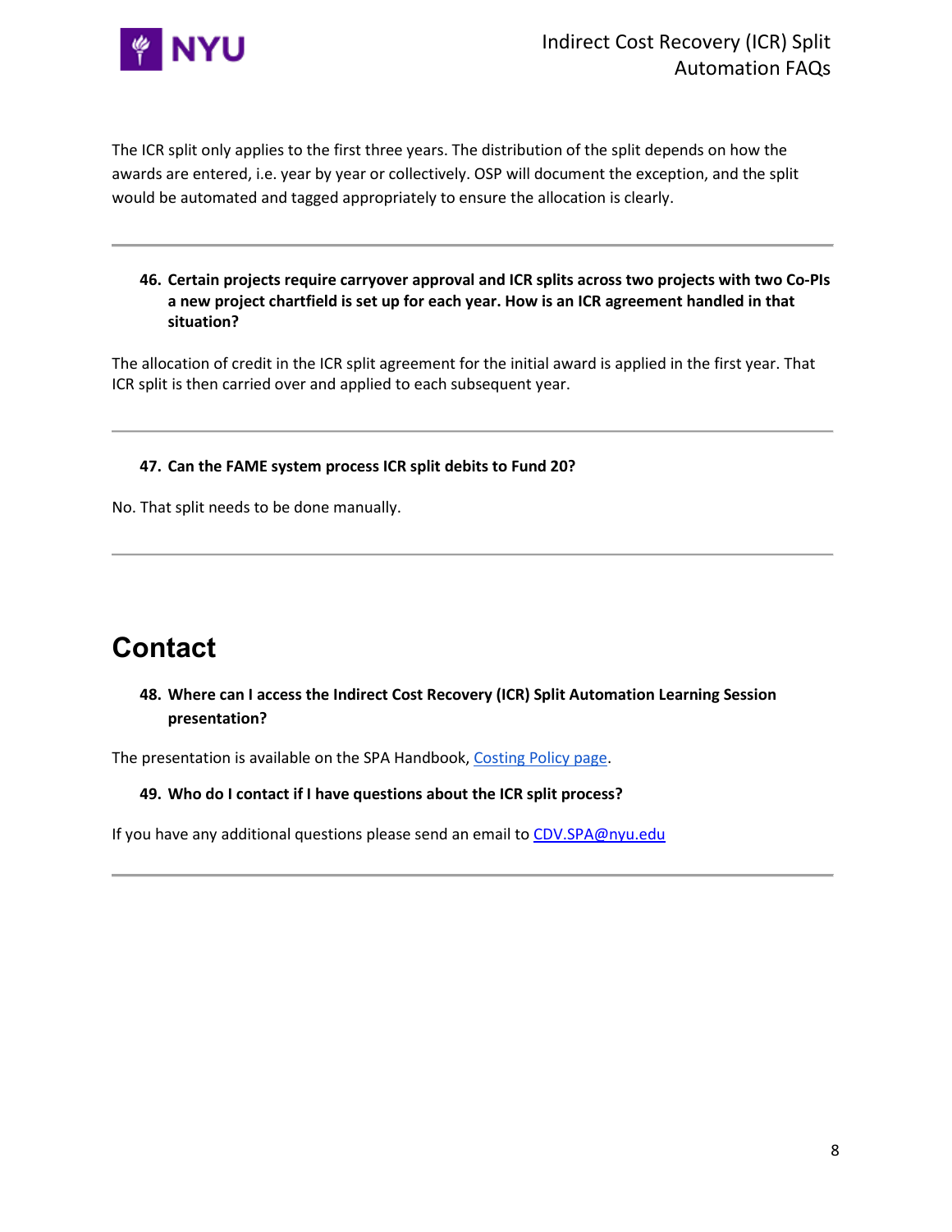The ICR split only applies to the first three years. The distribution of the split depends on how the awards are entered, i.e. year by year or collectively. OSP will document the exception, and the split would be automated and tagged appropriately to ensure the allocation is clearly.

---

**46. Certain projects require carryover approval and ICR splits across two projects with two Co-PIs a new project chartfield is set up for each year. How is an ICR agreement handled in that situation?**

The allocation of credit in the ICR split agreement for the initial award is applied in the first year. That ICR split is then carried over and applied to each subsequent year.

---

**47. Can the FAME system process ICR split debits to Fund 20?**

No. That split needs to be done manually.

---

## Contact

**48. Where can I access the Indirect Cost Recovery (ICR) Split Automation Learning Session presentation?**

The presentation is available on the SPA Handbook, Costing Policy page.

**49. Who do I contact if I have questions about the ICR split process?**

If you have any additional questions please send an email to CDV.SPA@nyu.edu

---